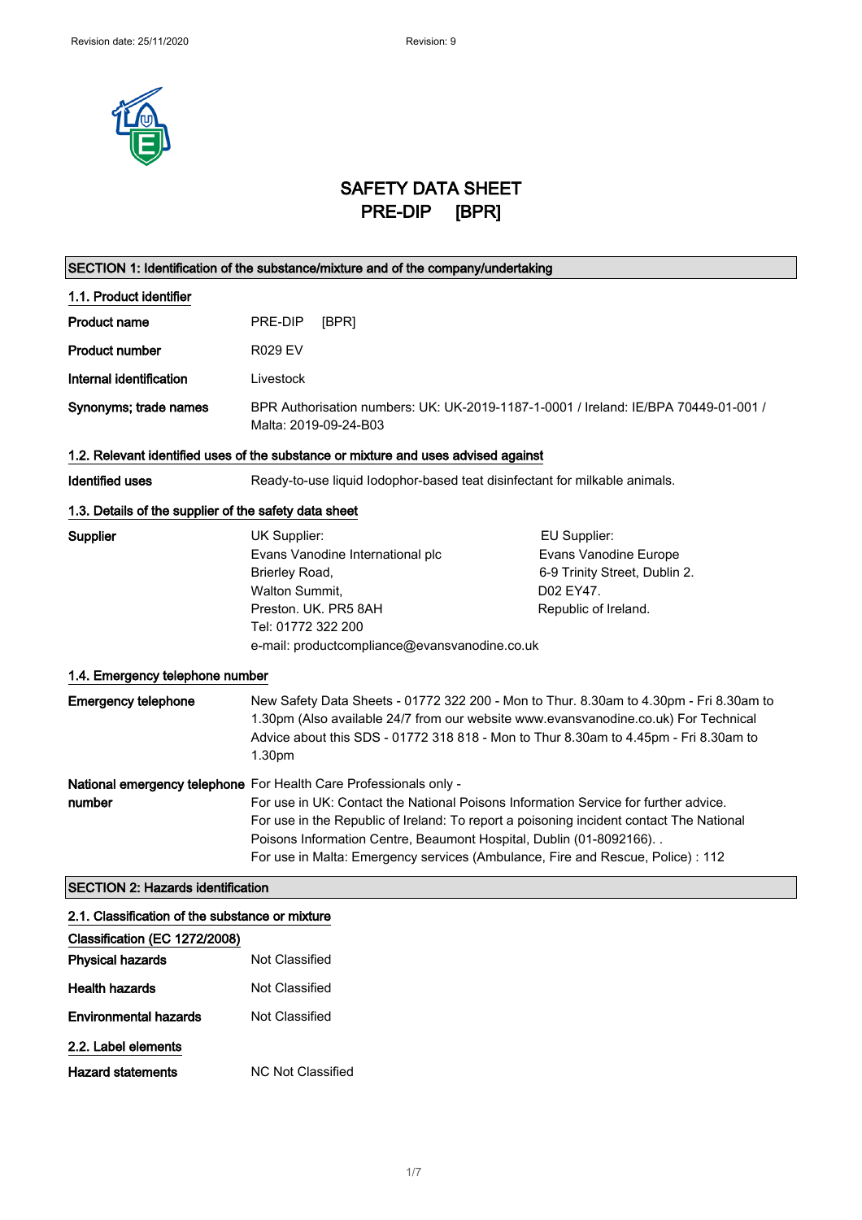# SAFETY DATA SHEET
## PRE-DIP [BPR]

## SECTION 1: Identification of the substance/mixture and of the company/undertaking

### 1.1. Product identifier

| | |
|---|---|
| **Product name** | PRE-DIP [BPR] |
| **Product number** | R029 EV |
| **Internal identification** | Livestock |
| **Synonyms; trade names** | BPR Authorisation numbers: UK: UK-2019-1187-1-0001 / Ireland: IE/BPA 70449-01-001 / Malta: 2019-09-24-B03 |

### 1.2. Relevant identified uses of the substance or mixture and uses advised against

**Identified uses** Ready-to-use liquid Iodophor-based teat disinfectant for milkable animals.

### 1.3. Details of the supplier of the safety data sheet

**Supplier**

UK Supplier:
Evans Vanodine International plc
Brierley Road,
Walton Summit,
Preston. UK. PR5 8AH
Tel: 01772 322 200
e-mail: productcompliance@evansvanodine.co.uk

EU Supplier:
Evans Vanodine Europe
6-9 Trinity Street, Dublin 2.
D02 EY47.
Republic of Ireland.

### 1.4. Emergency telephone number

**Emergency telephone** New Safety Data Sheets - 01772 322 200 - Mon to Thur. 8.30am to 4.30pm - Fri 8.30am to 1.30pm (Also available 24/7 from our website www.evansvanodine.co.uk) For Technical Advice about this SDS - 01772 318 818 - Mon to Thur 8.30am to 4.45pm - Fri 8.30am to 1.30pm

**National emergency telephone number** For Health Care Professionals only -
For use in UK: Contact the National Poisons Information Service for further advice.
For use in the Republic of Ireland: To report a poisoning incident contact The National Poisons Information Centre, Beaumont Hospital, Dublin (01-8092166). .
For use in Malta: Emergency services (Ambulance, Fire and Rescue, Police) : 112

## SECTION 2: Hazards identification

### 2.1. Classification of the substance or mixture

**Classification (EC 1272/2008)**

| | |
|---|---|
| **Physical hazards** | Not Classified |
| **Health hazards** | Not Classified |
| **Environmental hazards** | Not Classified |

### 2.2. Label elements

**Hazard statements** NC Not Classified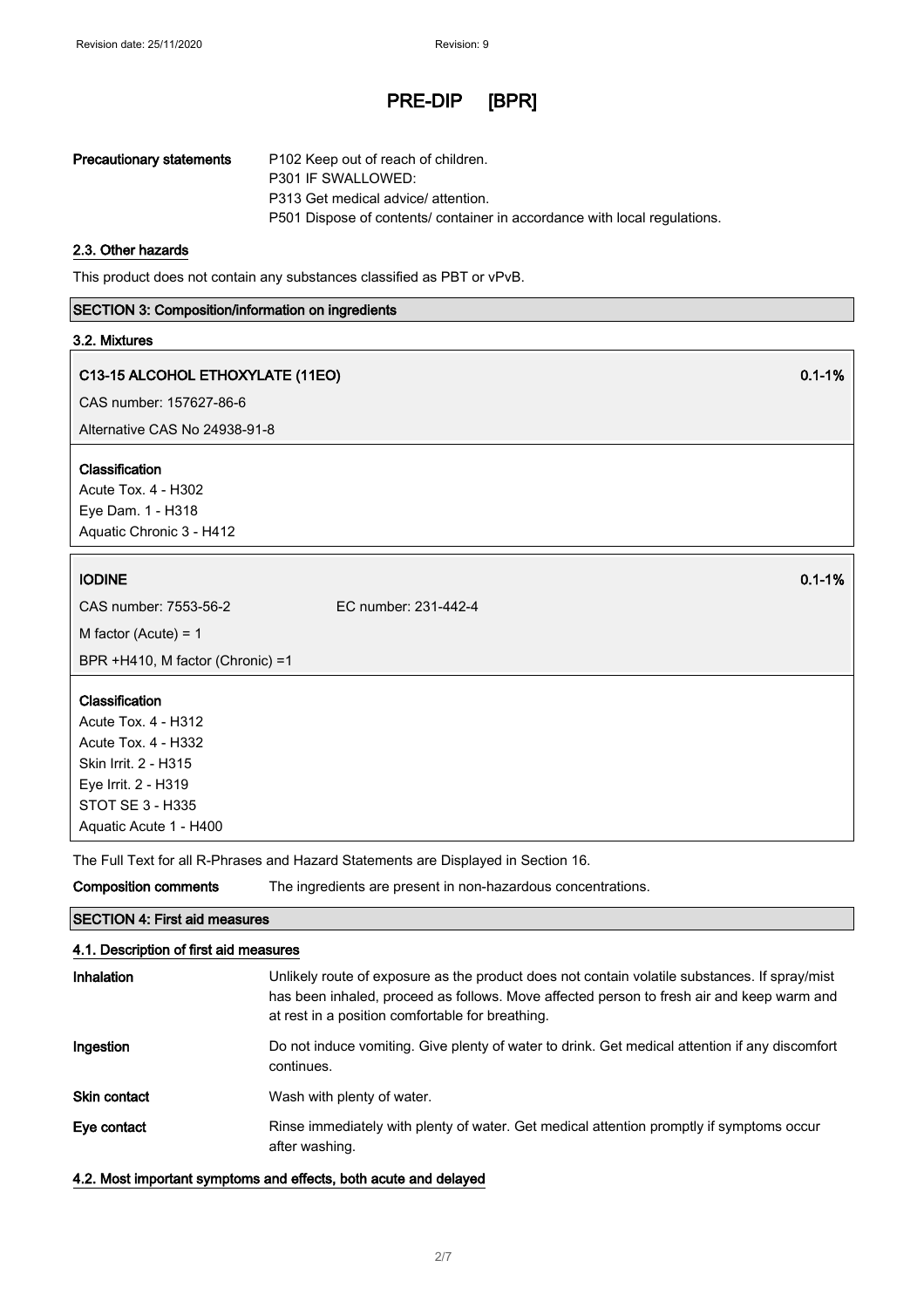| | |
|---|---|
| **Precautionary statements** | P102 Keep out of reach of children.<br>P301 IF SWALLOWED:<br>P313 Get medical advice/ attention.<br>P501 Dispose of contents/ container in accordance with local regulations. |

### 2.3. Other hazards

This product does not contain any substances classified as PBT or vPvB.

## SECTION 3: Composition/information on ingredients

### 3.2. Mixtures

**C13-15 ALCOHOL ETHOXYLATE (11EO)** 0.1-1%

CAS number: 157627-86-6

Alternative CAS No 24938-91-8

**Classification**
Acute Tox. 4 - H302
Eye Dam. 1 - H318
Aquatic Chronic 3 - H412

**IODINE** 0.1-1%

CAS number: 7553-56-2 EC number: 231-442-4

M factor (Acute) = 1

BPR +H410, M factor (Chronic) =1

**Classification**
Acute Tox. 4 - H312
Acute Tox. 4 - H332
Skin Irrit. 2 - H315
Eye Irrit. 2 - H319
STOT SE 3 - H335
Aquatic Acute 1 - H400

The Full Text for all R-Phrases and Hazard Statements are Displayed in Section 16.

| | |
|---|---|
| **Composition comments** | The ingredients are present in non-hazardous concentrations. |

## SECTION 4: First aid measures

### 4.1. Description of first aid measures

| | |
|---|---|
| **Inhalation** | Unlikely route of exposure as the product does not contain volatile substances. If spray/mist has been inhaled, proceed as follows. Move affected person to fresh air and keep warm and at rest in a position comfortable for breathing. |
| **Ingestion** | Do not induce vomiting. Give plenty of water to drink. Get medical attention if any discomfort continues. |
| **Skin contact** | Wash with plenty of water. |
| **Eye contact** | Rinse immediately with plenty of water. Get medical attention promptly if symptoms occur after washing. |

### 4.2. Most important symptoms and effects, both acute and delayed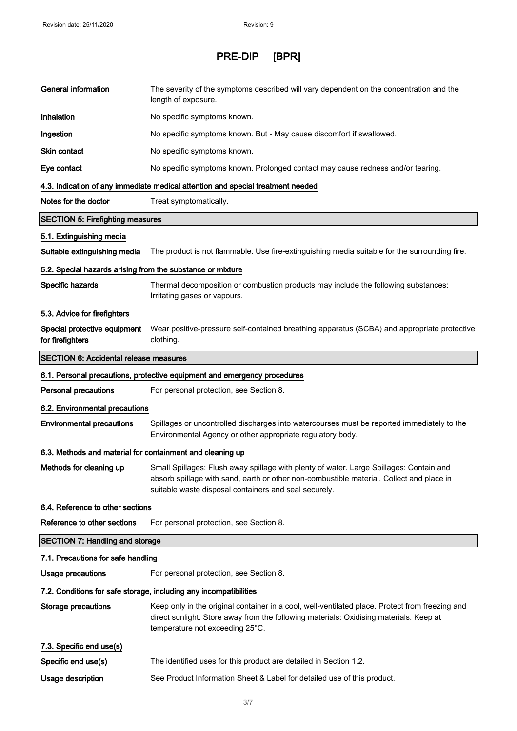# PRE-DIP [BPR]

| | |
|---|---|
| **General information** | The severity of the symptoms described will vary dependent on the concentration and the length of exposure. |
| **Inhalation** | No specific symptoms known. |
| **Ingestion** | No specific symptoms known. But - May cause discomfort if swallowed. |
| **Skin contact** | No specific symptoms known. |
| **Eye contact** | No specific symptoms known. Prolonged contact may cause redness and/or tearing. |

#### 4.3. Indication of any immediate medical attention and special treatment needed

| | |
|---|---|
| **Notes for the doctor** | Treat symptomatically. |

## SECTION 5: Firefighting measures

#### 5.1. Extinguishing media

| | |
|---|---|
| **Suitable extinguishing media** | The product is not flammable. Use fire-extinguishing media suitable for the surrounding fire. |

#### 5.2. Special hazards arising from the substance or mixture

| | |
|---|---|
| **Specific hazards** | Thermal decomposition or combustion products may include the following substances: Irritating gases or vapours. |

#### 5.3. Advice for firefighters

| | |
|---|---|
| **Special protective equipment for firefighters** | Wear positive-pressure self-contained breathing apparatus (SCBA) and appropriate protective clothing. |

## SECTION 6: Accidental release measures

#### 6.1. Personal precautions, protective equipment and emergency procedures

| | |
|---|---|
| **Personal precautions** | For personal protection, see Section 8. |

#### 6.2. Environmental precautions

| | |
|---|---|
| **Environmental precautions** | Spillages or uncontrolled discharges into watercourses must be reported immediately to the Environmental Agency or other appropriate regulatory body. |

#### 6.3. Methods and material for containment and cleaning up

| | |
|---|---|
| **Methods for cleaning up** | Small Spillages: Flush away spillage with plenty of water. Large Spillages: Contain and absorb spillage with sand, earth or other non-combustible material. Collect and place in suitable waste disposal containers and seal securely. |

#### 6.4. Reference to other sections

| | |
|---|---|
| **Reference to other sections** | For personal protection, see Section 8. |

## SECTION 7: Handling and storage

#### 7.1. Precautions for safe handling

| | |
|---|---|
| **Usage precautions** | For personal protection, see Section 8. |

#### 7.2. Conditions for safe storage, including any incompatibilities

| | |
|---|---|
| **Storage precautions** | Keep only in the original container in a cool, well-ventilated place. Protect from freezing and direct sunlight. Store away from the following materials: Oxidising materials. Keep at temperature not exceeding 25°C. |

#### 7.3. Specific end use(s)

| | |
|---|---|
| **Specific end use(s)** | The identified uses for this product are detailed in Section 1.2. |
| **Usage description** | See Product Information Sheet & Label for detailed use of this product. |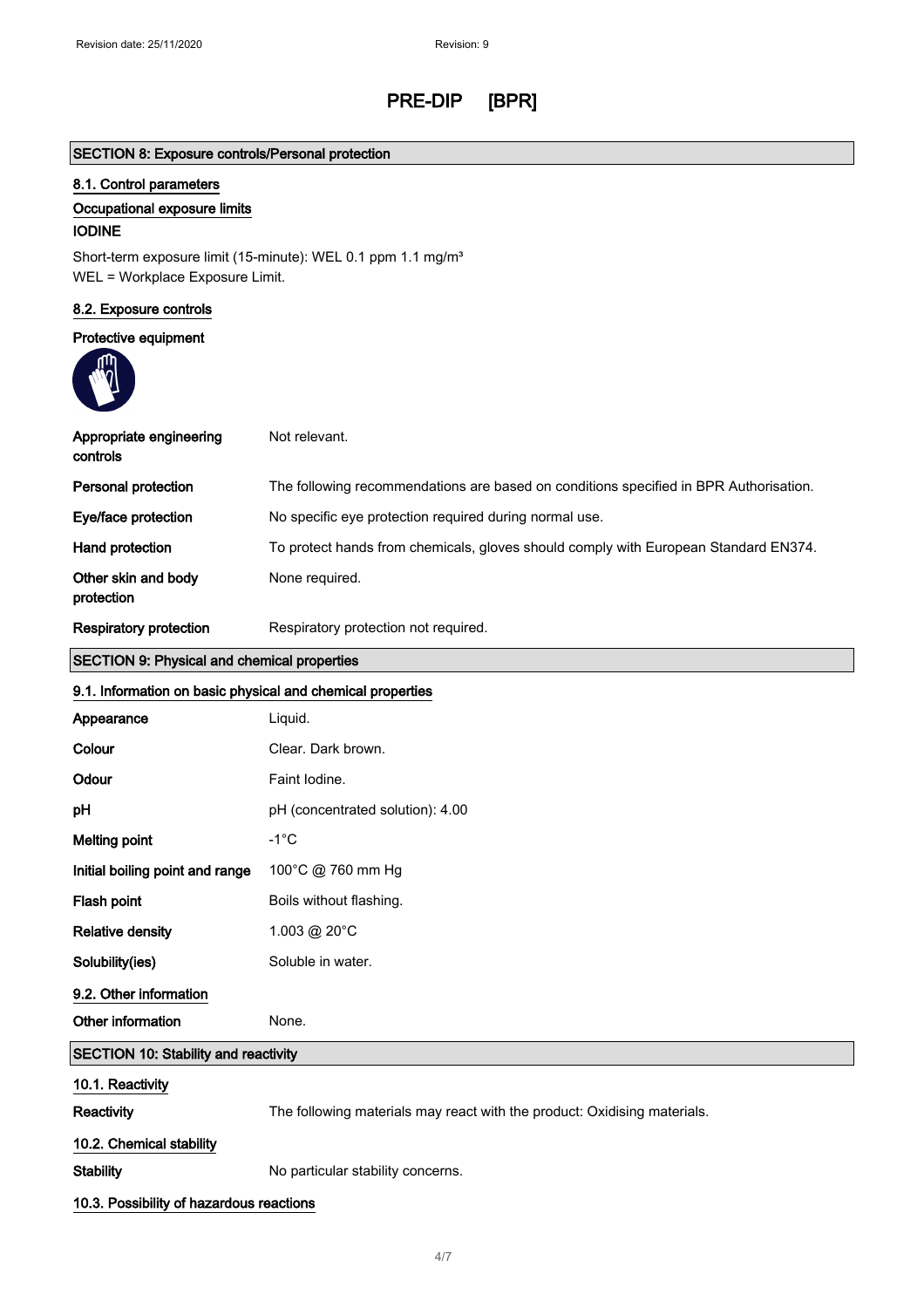# PRE-DIP [BPR]

## SECTION 8: Exposure controls/Personal protection

### 8.1. Control parameters

**Occupational exposure limits**

**IODINE**

Short-term exposure limit (15-minute): WEL 0.1 ppm 1.1 mg/m³
WEL = Workplace Exposure Limit.

### 8.2. Exposure controls

**Protective equipment**

| | |
|---|---|
| **Appropriate engineering controls** | Not relevant. |
| **Personal protection** | The following recommendations are based on conditions specified in BPR Authorisation. |
| **Eye/face protection** | No specific eye protection required during normal use. |
| **Hand protection** | To protect hands from chemicals, gloves should comply with European Standard EN374. |
| **Other skin and body protection** | None required. |
| **Respiratory protection** | Respiratory protection not required. |

## SECTION 9: Physical and chemical properties

### 9.1. Information on basic physical and chemical properties

| | |
|---|---|
| **Appearance** | Liquid. |
| **Colour** | Clear. Dark brown. |
| **Odour** | Faint Iodine. |
| **pH** | pH (concentrated solution): 4.00 |
| **Melting point** | -1°C |
| **Initial boiling point and range** | 100°C @ 760 mm Hg |
| **Flash point** | Boils without flashing. |
| **Relative density** | 1.003 @ 20°C |
| **Solubility(ies)** | Soluble in water. |

### 9.2. Other information

| | |
|---|---|
| **Other information** | None. |

## SECTION 10: Stability and reactivity

### 10.1. Reactivity

| | |
|---|---|
| **Reactivity** | The following materials may react with the product: Oxidising materials. |

### 10.2. Chemical stability

| | |
|---|---|
| **Stability** | No particular stability concerns. |

### 10.3. Possibility of hazardous reactions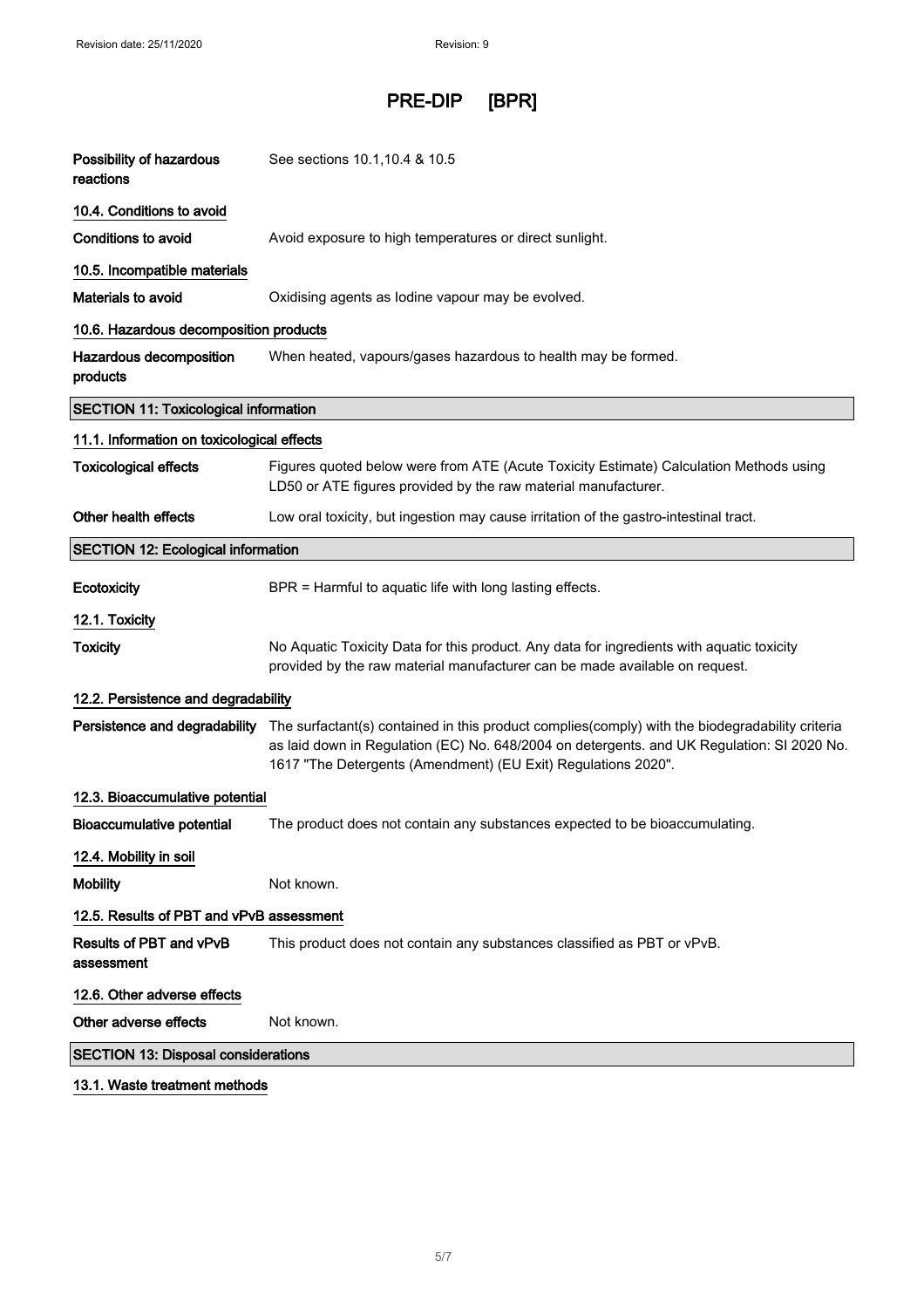| | |
|---|---|
| **Possibility of hazardous reactions** | See sections 10.1,10.4 & 10.5 |

**10.4. Conditions to avoid**

| | |
|---|---|
| **Conditions to avoid** | Avoid exposure to high temperatures or direct sunlight. |

**10.5. Incompatible materials**

| | |
|---|---|
| **Materials to avoid** | Oxidising agents as Iodine vapour may be evolved. |

**10.6. Hazardous decomposition products**

| | |
|---|---|
| **Hazardous decomposition products** | When heated, vapours/gases hazardous to health may be formed. |

## SECTION 11: Toxicological information

**11.1. Information on toxicological effects**

| | |
|---|---|
| **Toxicological effects** | Figures quoted below were from ATE (Acute Toxicity Estimate) Calculation Methods using LD50 or ATE figures provided by the raw material manufacturer. |
| **Other health effects** | Low oral toxicity, but ingestion may cause irritation of the gastro-intestinal tract. |

## SECTION 12: Ecological information

| | |
|---|---|
| **Ecotoxicity** | BPR = Harmful to aquatic life with long lasting effects. |

**12.1. Toxicity**

| | |
|---|---|
| **Toxicity** | No Aquatic Toxicity Data for this product. Any data for ingredients with aquatic toxicity provided by the raw material manufacturer can be made available on request. |

**12.2. Persistence and degradability**

| | |
|---|---|
| **Persistence and degradability** | The surfactant(s) contained in this product complies(comply) with the biodegradability criteria as laid down in Regulation (EC) No. 648/2004 on detergents. and UK Regulation: SI 2020 No. 1617 "The Detergents (Amendment) (EU Exit) Regulations 2020". |

**12.3. Bioaccumulative potential**

| | |
|---|---|
| **Bioaccumulative potential** | The product does not contain any substances expected to be bioaccumulating. |

**12.4. Mobility in soil**

| | |
|---|---|
| **Mobility** | Not known. |

**12.5. Results of PBT and vPvB assessment**

| | |
|---|---|
| **Results of PBT and vPvB assessment** | This product does not contain any substances classified as PBT or vPvB. |

**12.6. Other adverse effects**

| | |
|---|---|
| **Other adverse effects** | Not known. |

## SECTION 13: Disposal considerations

**13.1. Waste treatment methods**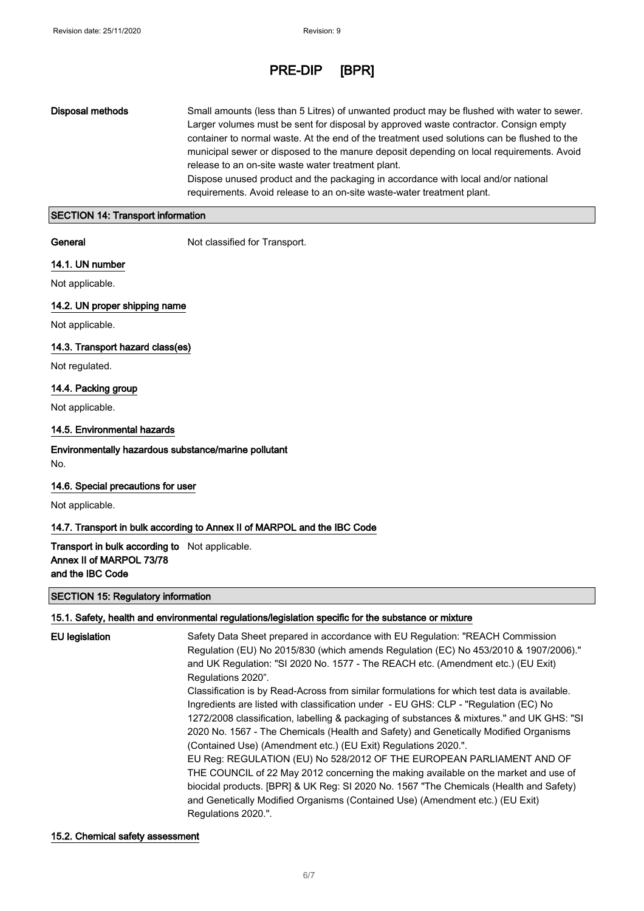**Disposal methods** Small amounts (less than 5 Litres) of unwanted product may be flushed with water to sewer. Larger volumes must be sent for disposal by approved waste contractor. Consign empty container to normal waste. At the end of the treatment used solutions can be flushed to the municipal sewer or disposed to the manure deposit depending on local requirements. Avoid release to an on-site waste water treatment plant.
Dispose unused product and the packaging in accordance with local and/or national requirements. Avoid release to an on-site waste-water treatment plant.

## SECTION 14: Transport information

**General** Not classified for Transport.

### 14.1. UN number

Not applicable.

### 14.2. UN proper shipping name

Not applicable.

### 14.3. Transport hazard class(es)

Not regulated.

### 14.4. Packing group

Not applicable.

### 14.5. Environmental hazards

**Environmentally hazardous substance/marine pollutant**

No.

### 14.6. Special precautions for user

Not applicable.

### 14.7. Transport in bulk according to Annex II of MARPOL and the IBC Code

**Transport in bulk according to Annex II of MARPOL 73/78 and the IBC Code** Not applicable.

## SECTION 15: Regulatory information

### 15.1. Safety, health and environmental regulations/legislation specific for the substance or mixture

**EU legislation** Safety Data Sheet prepared in accordance with EU Regulation: "REACH Commission Regulation (EU) No 2015/830 (which amends Regulation (EC) No 453/2010 & 1907/2006)." and UK Regulation: "SI 2020 No. 1577 - The REACH etc. (Amendment etc.) (EU Exit) Regulations 2020".
Classification is by Read-Across from similar formulations for which test data is available. Ingredients are listed with classification under - EU GHS: CLP - "Regulation (EC) No 1272/2008 classification, labelling & packaging of substances & mixtures." and UK GHS: "SI 2020 No. 1567 - The Chemicals (Health and Safety) and Genetically Modified Organisms (Contained Use) (Amendment etc.) (EU Exit) Regulations 2020.".
EU Reg: REGULATION (EU) No 528/2012 OF THE EUROPEAN PARLIAMENT AND OF THE COUNCIL of 22 May 2012 concerning the making available on the market and use of biocidal products. [BPR] & UK Reg: SI 2020 No. 1567 "The Chemicals (Health and Safety) and Genetically Modified Organisms (Contained Use) (Amendment etc.) (EU Exit) Regulations 2020.".

### 15.2. Chemical safety assessment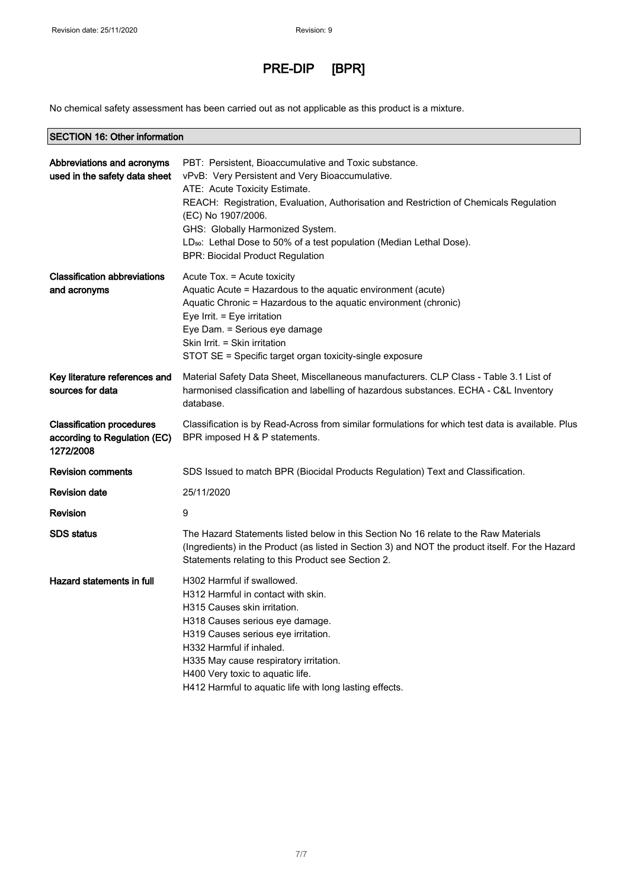No chemical safety assessment has been carried out as not applicable as this product is a mixture.

## SECTION 16: Other information

| | |
|---|---|
| **Abbreviations and acronyms used in the safety data sheet** | PBT: Persistent, Bioaccumulative and Toxic substance.<br>vPvB: Very Persistent and Very Bioaccumulative.<br>ATE: Acute Toxicity Estimate.<br>REACH: Registration, Evaluation, Authorisation and Restriction of Chemicals Regulation (EC) No 1907/2006.<br>GHS: Globally Harmonized System.<br>$LD_{50}$: Lethal Dose to 50% of a test population (Median Lethal Dose).<br>BPR: Biocidal Product Regulation |
| **Classification abbreviations and acronyms** | Acute Tox. = Acute toxicity<br>Aquatic Acute = Hazardous to the aquatic environment (acute)<br>Aquatic Chronic = Hazardous to the aquatic environment (chronic)<br>Eye Irrit. = Eye irritation<br>Eye Dam. = Serious eye damage<br>Skin Irrit. = Skin irritation<br>STOT SE = Specific target organ toxicity-single exposure |
| **Key literature references and sources for data** | Material Safety Data Sheet, Miscellaneous manufacturers. CLP Class - Table 3.1 List of harmonised classification and labelling of hazardous substances. ECHA - C&L Inventory database. |
| **Classification procedures according to Regulation (EC) 1272/2008** | Classification is by Read-Across from similar formulations for which test data is available. Plus BPR imposed H & P statements. |
| **Revision comments** | SDS Issued to match BPR (Biocidal Products Regulation) Text and Classification. |
| **Revision date** | 25/11/2020 |
| **Revision** | 9 |
| **SDS status** | The Hazard Statements listed below in this Section No 16 relate to the Raw Materials (Ingredients) in the Product (as listed in Section 3) and NOT the product itself. For the Hazard Statements relating to this Product see Section 2. |
| **Hazard statements in full** | H302 Harmful if swallowed.<br>H312 Harmful in contact with skin.<br>H315 Causes skin irritation.<br>H318 Causes serious eye damage.<br>H319 Causes serious eye irritation.<br>H332 Harmful if inhaled.<br>H335 May cause respiratory irritation.<br>H400 Very toxic to aquatic life.<br>H412 Harmful to aquatic life with long lasting effects. |